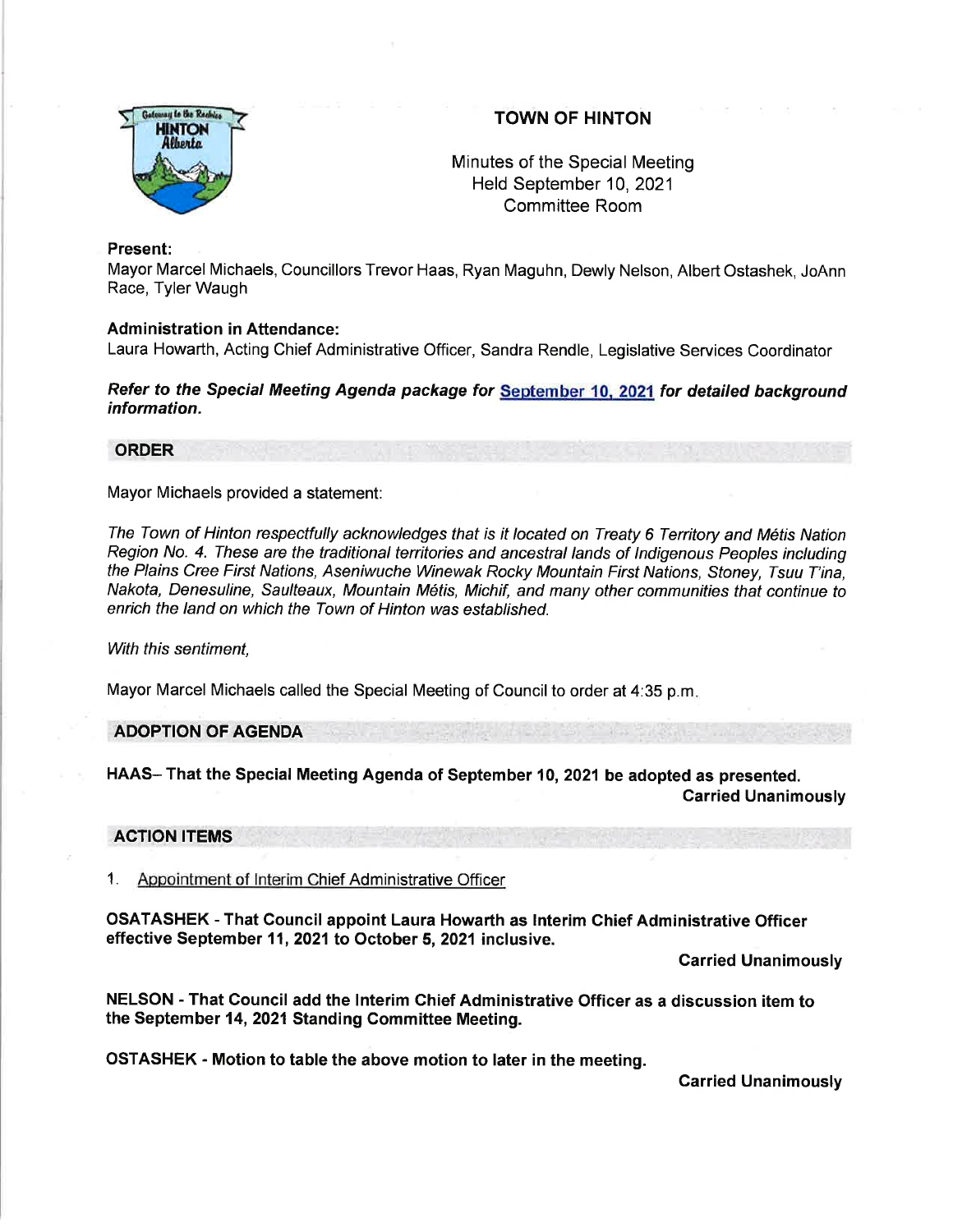# TOWN OF HINTON

Minutes of the Special Meeting
Held September 10, 2021
Committee Room

**Present:**
Mayor Marcel Michaels, Councillors Trevor Haas, Ryan Maguhn, Dewly Nelson, Albert Ostashek, JoAnn Race, Tyler Waugh

**Administration in Attendance:**
Laura Howarth, Acting Chief Administrative Officer, Sandra Rendle, Legislative Services Coordinator

***Refer to the Special Meeting Agenda package for September 10, 2021 for detailed background information.***

## ORDER

Mayor Michaels provided a statement:

*The Town of Hinton respectfully acknowledges that is it located on Treaty 6 Territory and Métis Nation Region No. 4. These are the traditional territories and ancestral lands of Indigenous Peoples including the Plains Cree First Nations, Aseniwuche Winewak Rocky Mountain First Nations, Stoney, Tsuu T'ina, Nakota, Denesuline, Saulteaux, Mountain Métis, Michif, and many other communities that continue to enrich the land on which the Town of Hinton was established.*

*With this sentiment,*

Mayor Marcel Michaels called the Special Meeting of Council to order at 4:35 p.m.

## ADOPTION OF AGENDA

**HAAS– That the Special Meeting Agenda of September 10, 2021 be adopted as presented.**
**Carried Unanimously**

## ACTION ITEMS

1. Appointment of Interim Chief Administrative Officer

**OSATASHEK - That Council appoint Laura Howarth as Interim Chief Administrative Officer effective September 11, 2021 to October 5, 2021 inclusive.**
**Carried Unanimously**

**NELSON - That Council add the Interim Chief Administrative Officer as a discussion item to the September 14, 2021 Standing Committee Meeting.**

**OSTASHEK - Motion to table the above motion to later in the meeting.**
**Carried Unanimously**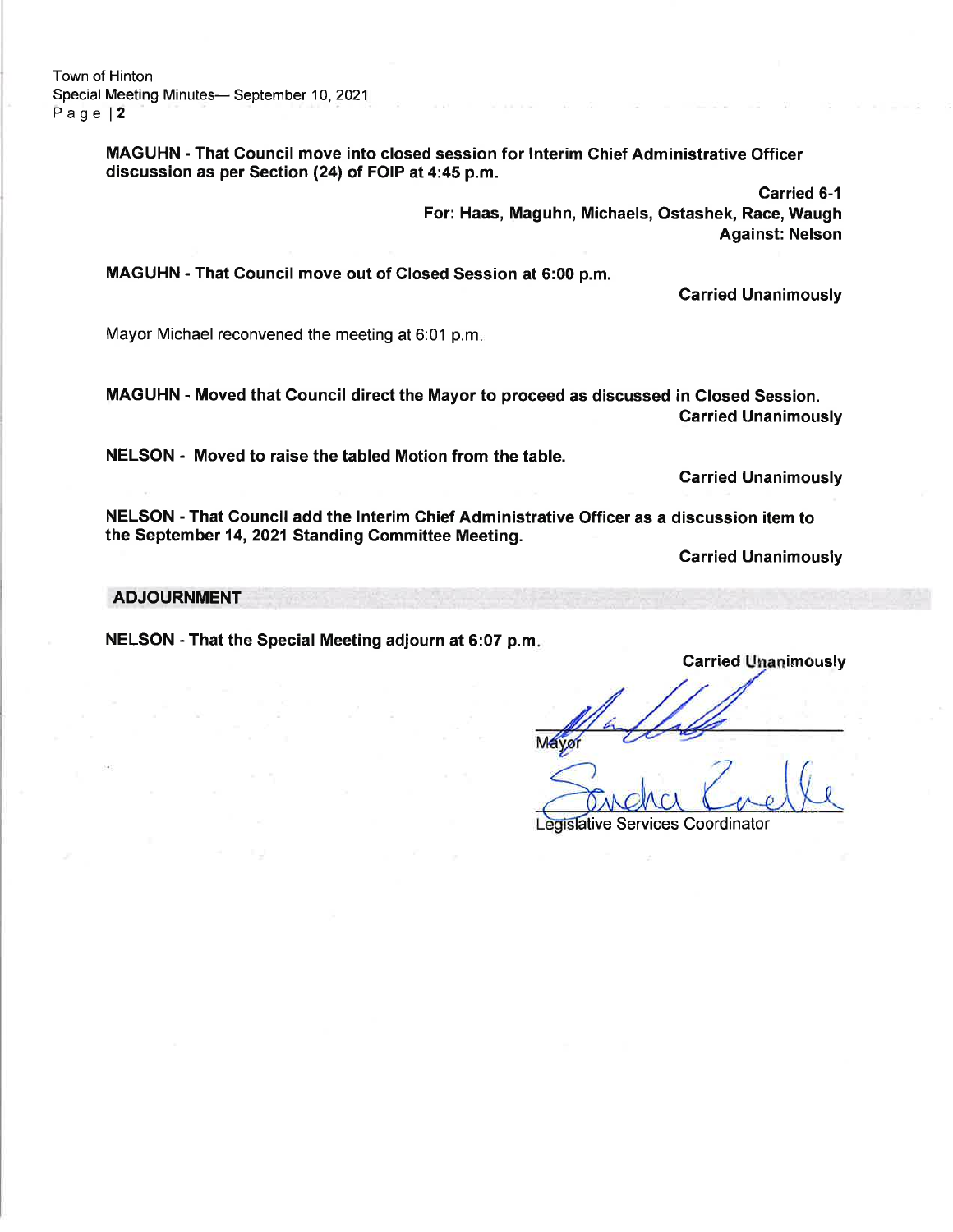**MAGUHN - That Council move into closed session for Interim Chief Administrative Officer discussion as per Section (24) of FOIP at 4:45 p.m.**

**Carried 6-1**
**For: Haas, Maguhn, Michaels, Ostashek, Race, Waugh**
**Against: Nelson**

**MAGUHN - That Council move out of Closed Session at 6:00 p.m.**

**Carried Unanimously**

Mayor Michael reconvened the meeting at 6:01 p.m.

**MAGUHN - Moved that Council direct the Mayor to proceed as discussed in Closed Session.**

**Carried Unanimously**

**NELSON - Moved to raise the tabled Motion from the table.**

**Carried Unanimously**

**NELSON - That Council add the Interim Chief Administrative Officer as a discussion item to the September 14, 2021 Standing Committee Meeting.**

**Carried Unanimously**

## ADJOURNMENT

**NELSON - That the Special Meeting adjourn at 6:07 p.m.**

**Carried Unanimously**

Mayor

Legislative Services Coordinator